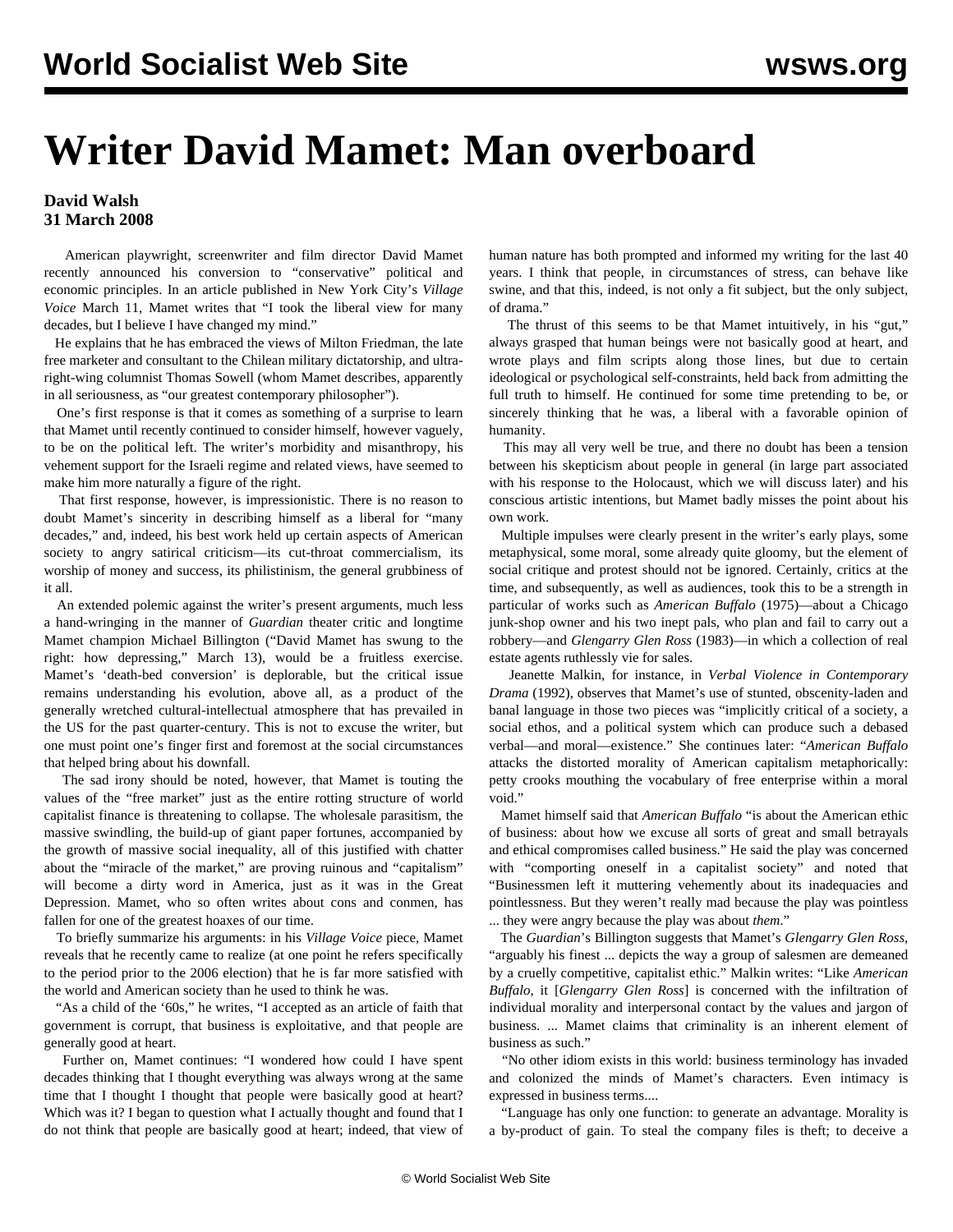# Writer David Mamet: Man overboard

**David Walsh**
**31 March 2008**

American playwright, screenwriter and film director David Mamet recently announced his conversion to "conservative" political and economic principles. In an article published in New York City's *Village Voice* March 11, Mamet writes that "I took the liberal view for many decades, but I believe I have changed my mind."

He explains that he has embraced the views of Milton Friedman, the late free marketer and consultant to the Chilean military dictatorship, and ultra-right-wing columnist Thomas Sowell (whom Mamet describes, apparently in all seriousness, as "our greatest contemporary philosopher").

One's first response is that it comes as something of a surprise to learn that Mamet until recently continued to consider himself, however vaguely, to be on the political left. The writer's morbidity and misanthropy, his vehement support for the Israeli regime and related views, have seemed to make him more naturally a figure of the right.

That first response, however, is impressionistic. There is no reason to doubt Mamet's sincerity in describing himself as a liberal for "many decades," and, indeed, his best work held up certain aspects of American society to angry satirical criticism—its cut-throat commercialism, its worship of money and success, its philistinism, the general grubbiness of it all.

An extended polemic against the writer's present arguments, much less a hand-wringing in the manner of *Guardian* theater critic and longtime Mamet champion Michael Billington ("David Mamet has swung to the right: how depressing," March 13), would be a fruitless exercise. Mamet's 'death-bed conversion' is deplorable, but the critical issue remains understanding his evolution, above all, as a product of the generally wretched cultural-intellectual atmosphere that has prevailed in the US for the past quarter-century. This is not to excuse the writer, but one must point one's finger first and foremost at the social circumstances that helped bring about his downfall.

The sad irony should be noted, however, that Mamet is touting the values of the "free market" just as the entire rotting structure of world capitalist finance is threatening to collapse. The wholesale parasitism, the massive swindling, the build-up of giant paper fortunes, accompanied by the growth of massive social inequality, all of this justified with chatter about the "miracle of the market," are proving ruinous and "capitalism" will become a dirty word in America, just as it was in the Great Depression. Mamet, who so often writes about cons and conmen, has fallen for one of the greatest hoaxes of our time.

To briefly summarize his arguments: in his *Village Voice* piece, Mamet reveals that he recently came to realize (at one point he refers specifically to the period prior to the 2006 election) that he is far more satisfied with the world and American society than he used to think he was.

"As a child of the '60s," he writes, "I accepted as an article of faith that government is corrupt, that business is exploitative, and that people are generally good at heart.

Further on, Mamet continues: "I wondered how could I have spent decades thinking that I thought everything was always wrong at the same time that I thought I thought that people were basically good at heart? Which was it? I began to question what I actually thought and found that I do not think that people are basically good at heart; indeed, that view of human nature has both prompted and informed my writing for the last 40 years. I think that people, in circumstances of stress, can behave like swine, and that this, indeed, is not only a fit subject, but the only subject, of drama."

The thrust of this seems to be that Mamet intuitively, in his "gut," always grasped that human beings were not basically good at heart, and wrote plays and film scripts along those lines, but due to certain ideological or psychological self-constraints, held back from admitting the full truth to himself. He continued for some time pretending to be, or sincerely thinking that he was, a liberal with a favorable opinion of humanity.

This may all very well be true, and there no doubt has been a tension between his skepticism about people in general (in large part associated with his response to the Holocaust, which we will discuss later) and his conscious artistic intentions, but Mamet badly misses the point about his own work.

Multiple impulses were clearly present in the writer's early plays, some metaphysical, some moral, some already quite gloomy, but the element of social critique and protest should not be ignored. Certainly, critics at the time, and subsequently, as well as audiences, took this to be a strength in particular of works such as *American Buffalo* (1975)—about a Chicago junk-shop owner and his two inept pals, who plan and fail to carry out a robbery—and *Glengarry Glen Ross* (1983)—in which a collection of real estate agents ruthlessly vie for sales.

Jeanette Malkin, for instance, in *Verbal Violence in Contemporary Drama* (1992), observes that Mamet's use of stunted, obscenity-laden and banal language in those two pieces was "implicitly critical of a society, a social ethos, and a political system which can produce such a debased verbal—and moral—existence." She continues later: "*American Buffalo* attacks the distorted morality of American capitalism metaphorically: petty crooks mouthing the vocabulary of free enterprise within a moral void."

Mamet himself said that *American Buffalo* "is about the American ethic of business: about how we excuse all sorts of great and small betrayals and ethical compromises called business." He said the play was concerned with "comporting oneself in a capitalist society" and noted that "Businessmen left it muttering vehemently about its inadequacies and pointlessness. But they weren't really mad because the play was pointless ... they were angry because the play was about *them*."

The *Guardian*'s Billington suggests that Mamet's *Glengarry Glen Ross*, "arguably his finest ... depicts the way a group of salesmen are demeaned by a cruelly competitive, capitalist ethic." Malkin writes: "Like *American Buffalo*, it [*Glengarry Glen Ross*] is concerned with the infiltration of individual morality and interpersonal contact by the values and jargon of business. ... Mamet claims that criminality is an inherent element of business as such."

"No other idiom exists in this world: business terminology has invaded and colonized the minds of Mamet's characters. Even intimacy is expressed in business terms....

"Language has only one function: to generate an advantage. Morality is a by-product of gain. To steal the company files is theft; to deceive a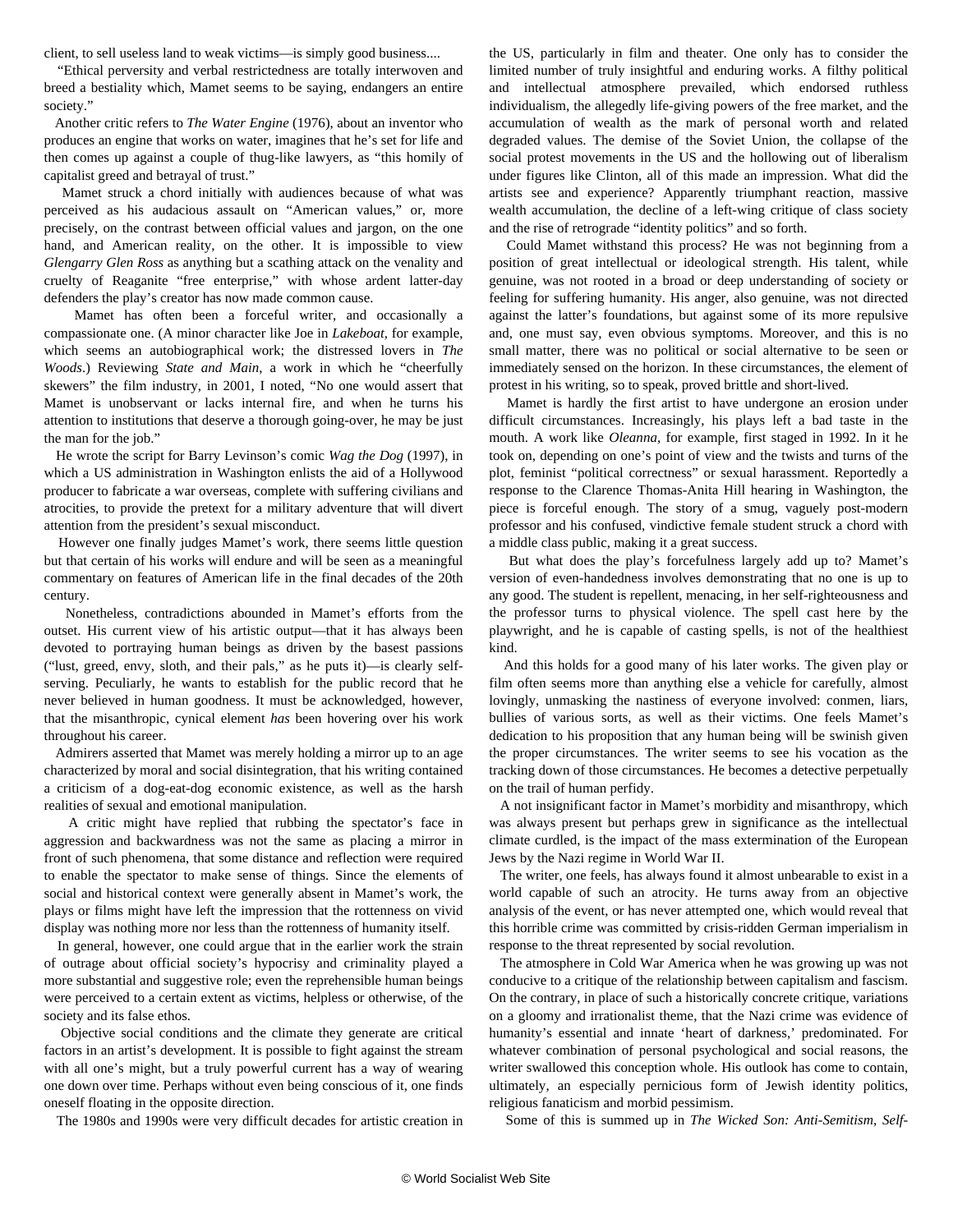client, to sell useless land to weak victims—is simply good business....

"Ethical perversity and verbal restrictedness are totally interwoven and breed a bestiality which, Mamet seems to be saying, endangers an entire society."

Another critic refers to *The Water Engine* (1976), about an inventor who produces an engine that works on water, imagines that he's set for life and then comes up against a couple of thug-like lawyers, as "this homily of capitalist greed and betrayal of trust."

Mamet struck a chord initially with audiences because of what was perceived as his audacious assault on "American values," or, more precisely, on the contrast between official values and jargon, on the one hand, and American reality, on the other. It is impossible to view *Glengarry Glen Ross* as anything but a scathing attack on the venality and cruelty of Reaganite "free enterprise," with whose ardent latter-day defenders the play's creator has now made common cause.

Mamet has often been a forceful writer, and occasionally a compassionate one. (A minor character like Joe in *Lakeboat*, for example, which seems an autobiographical work; the distressed lovers in *The Woods*.) Reviewing *State and Main*, a work in which he "cheerfully skewers" the film industry, in 2001, I noted, "No one would assert that Mamet is unobservant or lacks internal fire, and when he turns his attention to institutions that deserve a thorough going-over, he may be just the man for the job."

He wrote the script for Barry Levinson's comic *Wag the Dog* (1997), in which a US administration in Washington enlists the aid of a Hollywood producer to fabricate a war overseas, complete with suffering civilians and atrocities, to provide the pretext for a military adventure that will divert attention from the president's sexual misconduct.

However one finally judges Mamet's work, there seems little question but that certain of his works will endure and will be seen as a meaningful commentary on features of American life in the final decades of the 20th century.

Nonetheless, contradictions abounded in Mamet's efforts from the outset. His current view of his artistic output—that it has always been devoted to portraying human beings as driven by the basest passions ("lust, greed, envy, sloth, and their pals," as he puts it)—is clearly self-serving. Peculiarly, he wants to establish for the public record that he never believed in human goodness. It must be acknowledged, however, that the misanthropic, cynical element *has* been hovering over his work throughout his career.

Admirers asserted that Mamet was merely holding a mirror up to an age characterized by moral and social disintegration, that his writing contained a criticism of a dog-eat-dog economic existence, as well as the harsh realities of sexual and emotional manipulation.

A critic might have replied that rubbing the spectator's face in aggression and backwardness was not the same as placing a mirror in front of such phenomena, that some distance and reflection were required to enable the spectator to make sense of things. Since the elements of social and historical context were generally absent in Mamet's work, the plays or films might have left the impression that the rottenness on vivid display was nothing more nor less than the rottenness of humanity itself.

In general, however, one could argue that in the earlier work the strain of outrage about official society's hypocrisy and criminality played a more substantial and suggestive role; even the reprehensible human beings were perceived to a certain extent as victims, helpless or otherwise, of the society and its false ethos.

Objective social conditions and the climate they generate are critical factors in an artist's development. It is possible to fight against the stream with all one's might, but a truly powerful current has a way of wearing one down over time. Perhaps without even being conscious of it, one finds oneself floating in the opposite direction.

The 1980s and 1990s were very difficult decades for artistic creation in the US, particularly in film and theater. One only has to consider the limited number of truly insightful and enduring works. A filthy political and intellectual atmosphere prevailed, which endorsed ruthless individualism, the allegedly life-giving powers of the free market, and the accumulation of wealth as the mark of personal worth and related degraded values. The demise of the Soviet Union, the collapse of the social protest movements in the US and the hollowing out of liberalism under figures like Clinton, all of this made an impression. What did the artists see and experience? Apparently triumphant reaction, massive wealth accumulation, the decline of a left-wing critique of class society and the rise of retrograde "identity politics" and so forth.

Could Mamet withstand this process? He was not beginning from a position of great intellectual or ideological strength. His talent, while genuine, was not rooted in a broad or deep understanding of society or feeling for suffering humanity. His anger, also genuine, was not directed against the latter's foundations, but against some of its more repulsive and, one must say, even obvious symptoms. Moreover, and this is no small matter, there was no political or social alternative to be seen or immediately sensed on the horizon. In these circumstances, the element of protest in his writing, so to speak, proved brittle and short-lived.

Mamet is hardly the first artist to have undergone an erosion under difficult circumstances. Increasingly, his plays left a bad taste in the mouth. A work like *Oleanna*, for example, first staged in 1992. In it he took on, depending on one's point of view and the twists and turns of the plot, feminist "political correctness" or sexual harassment. Reportedly a response to the Clarence Thomas-Anita Hill hearing in Washington, the piece is forceful enough. The story of a smug, vaguely post-modern professor and his confused, vindictive female student struck a chord with a middle class public, making it a great success.

But what does the play's forcefulness largely add up to? Mamet's version of even-handedness involves demonstrating that no one is up to any good. The student is repellent, menacing, in her self-righteousness and the professor turns to physical violence. The spell cast here by the playwright, and he is capable of casting spells, is not of the healthiest kind.

And this holds for a good many of his later works. The given play or film often seems more than anything else a vehicle for carefully, almost lovingly, unmasking the nastiness of everyone involved: conmen, liars, bullies of various sorts, as well as their victims. One feels Mamet's dedication to his proposition that any human being will be swinish given the proper circumstances. The writer seems to see his vocation as the tracking down of those circumstances. He becomes a detective perpetually on the trail of human perfidy.

A not insignificant factor in Mamet's morbidity and misanthropy, which was always present but perhaps grew in significance as the intellectual climate curdled, is the impact of the mass extermination of the European Jews by the Nazi regime in World War II.

The writer, one feels, has always found it almost unbearable to exist in a world capable of such an atrocity. He turns away from an objective analysis of the event, or has never attempted one, which would reveal that this horrible crime was committed by crisis-ridden German imperialism in response to the threat represented by social revolution.

The atmosphere in Cold War America when he was growing up was not conducive to a critique of the relationship between capitalism and fascism. On the contrary, in place of such a historically concrete critique, variations on a gloomy and irrationalist theme, that the Nazi crime was evidence of humanity's essential and innate 'heart of darkness,' predominated. For whatever combination of personal psychological and social reasons, the writer swallowed this conception whole. His outlook has come to contain, ultimately, an especially pernicious form of Jewish identity politics, religious fanaticism and morbid pessimism.

Some of this is summed up in *The Wicked Son: Anti-Semitism, Self-*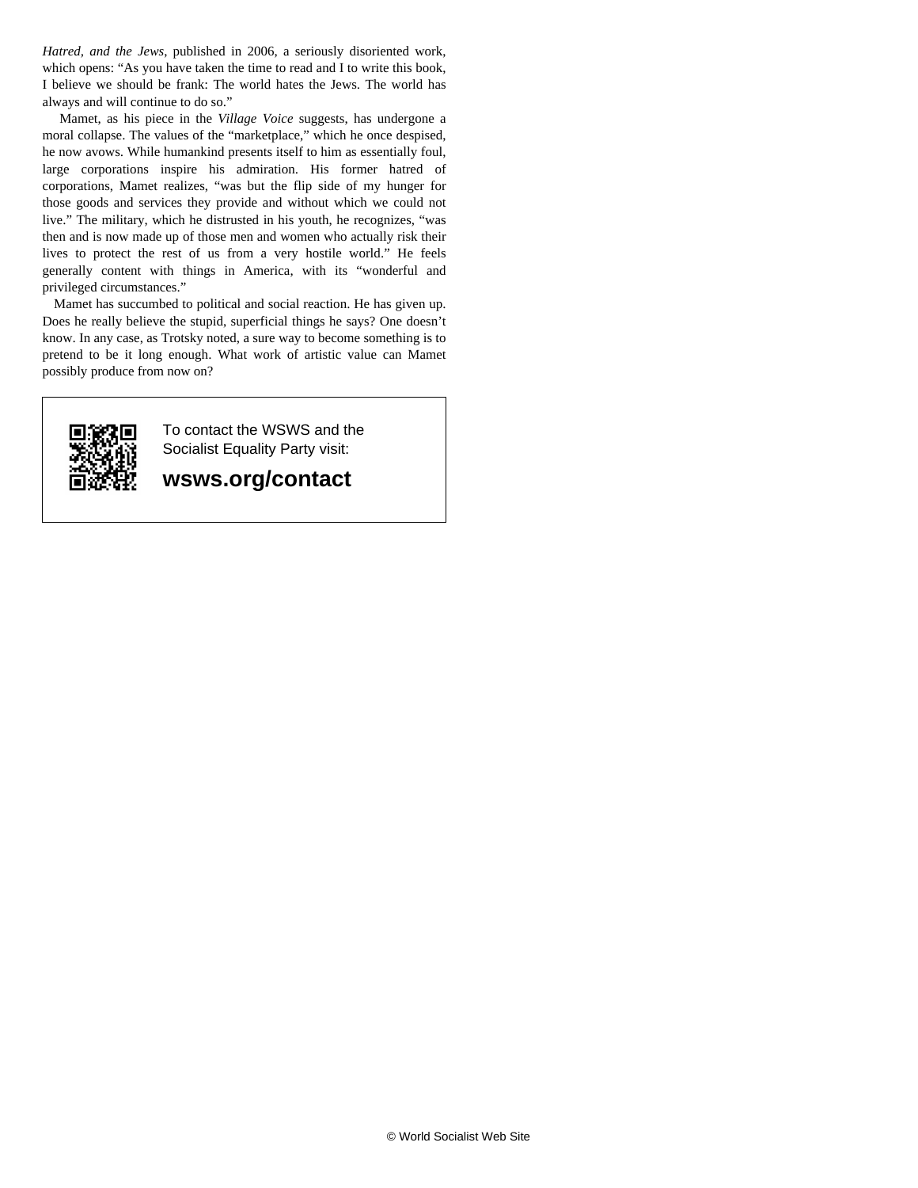*Hatred, and the Jews*, published in 2006, a seriously disoriented work, which opens: "As you have taken the time to read and I to write this book, I believe we should be frank: The world hates the Jews. The world has always and will continue to do so."

Mamet, as his piece in the *Village Voice* suggests, has undergone a moral collapse. The values of the "marketplace," which he once despised, he now avows. While humankind presents itself to him as essentially foul, large corporations inspire his admiration. His former hatred of corporations, Mamet realizes, "was but the flip side of my hunger for those goods and services they provide and without which we could not live." The military, which he distrusted in his youth, he recognizes, "was then and is now made up of those men and women who actually risk their lives to protect the rest of us from a very hostile world." He feels generally content with things in America, with its "wonderful and privileged circumstances."

Mamet has succumbed to political and social reaction. He has given up. Does he really believe the stupid, superficial things he says? One doesn't know. In any case, as Trotsky noted, a sure way to become something is to pretend to be it long enough. What work of artistic value can Mamet possibly produce from now on?

To contact the WSWS and the Socialist Equality Party visit:

**wsws.org/contact**